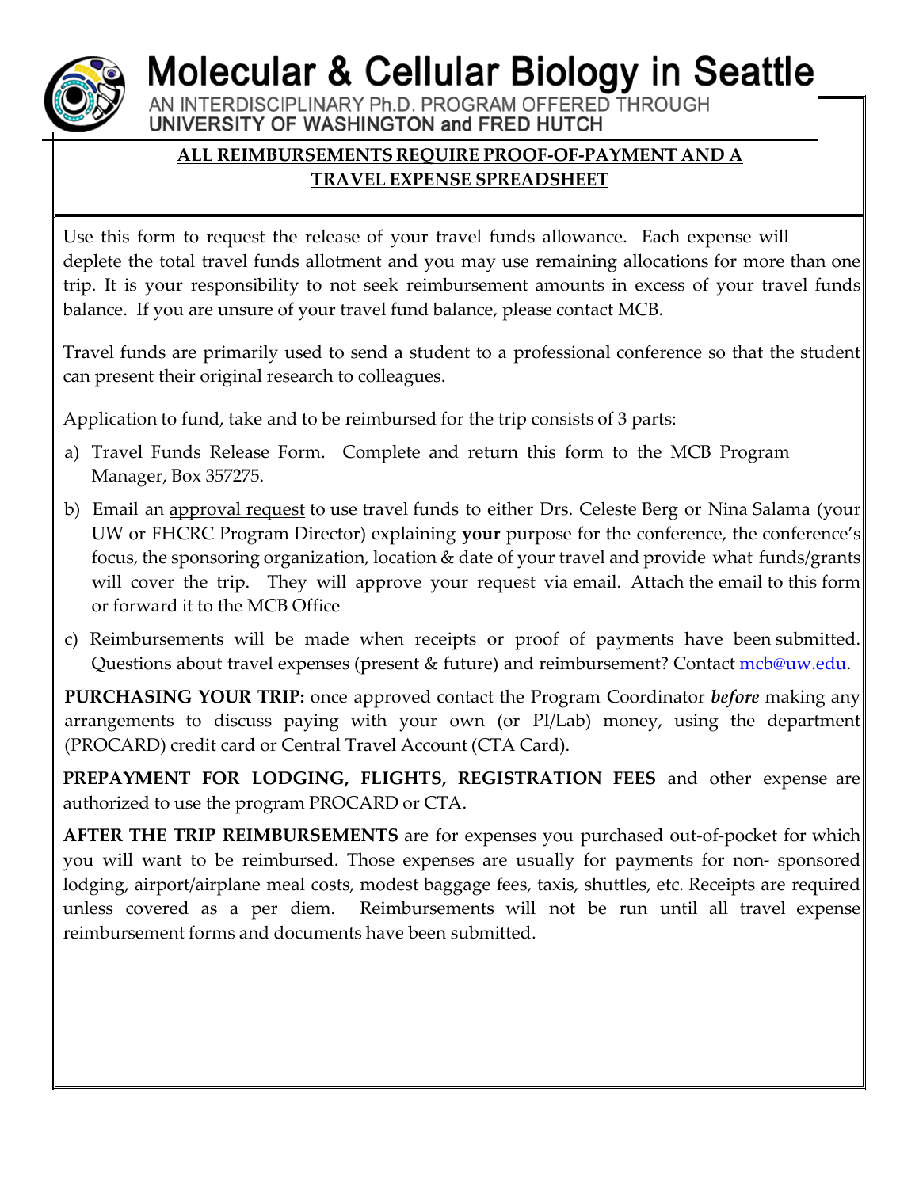# Molecular & Cellular Biology in Seattle

AN INTERDISCIPLINARY Ph.D. PROGRAM OFFERED THROUGH
UNIVERSITY OF WASHINGTON and FRED HUTCH

**ALL REIMBURSEMENTS REQUIRE PROOF-OF-PAYMENT AND A TRAVEL EXPENSE SPREADSHEET**

Use this form to request the release of your travel funds allowance. Each expense will deplete the total travel funds allotment and you may use remaining allocations for more than one trip. It is your responsibility to not seek reimbursement amounts in excess of your travel funds balance. If you are unsure of your travel fund balance, please contact MCB.

Travel funds are primarily used to send a student to a professional conference so that the student can present their original research to colleagues.

Application to fund, take and to be reimbursed for the trip consists of 3 parts:

a) Travel Funds Release Form. Complete and return this form to the MCB Program Manager, Box 357275.

b) Email an approval request to use travel funds to either Drs. Celeste Berg or Nina Salama (your UW or FHCRC Program Director) explaining **your** purpose for the conference, the conference's focus, the sponsoring organization, location & date of your travel and provide what funds/grants will cover the trip. They will approve your request via email. Attach the email to this form or forward it to the MCB Office

c) Reimbursements will be made when receipts or proof of payments have been submitted. Questions about travel expenses (present & future) and reimbursement? Contact mcb@uw.edu.

**PURCHASING YOUR TRIP:** once approved contact the Program Coordinator ***before*** making any arrangements to discuss paying with your own (or PI/Lab) money, using the department (PROCARD) credit card or Central Travel Account (CTA Card).

**PREPAYMENT FOR LODGING, FLIGHTS, REGISTRATION FEES** and other expense are authorized to use the program PROCARD or CTA.

**AFTER THE TRIP REIMBURSEMENTS** are for expenses you purchased out-of-pocket for which you will want to be reimbursed. Those expenses are usually for payments for non- sponsored lodging, airport/airplane meal costs, modest baggage fees, taxis, shuttles, etc. Receipts are required unless covered as a per diem. Reimbursements will not be run until all travel expense reimbursement forms and documents have been submitted.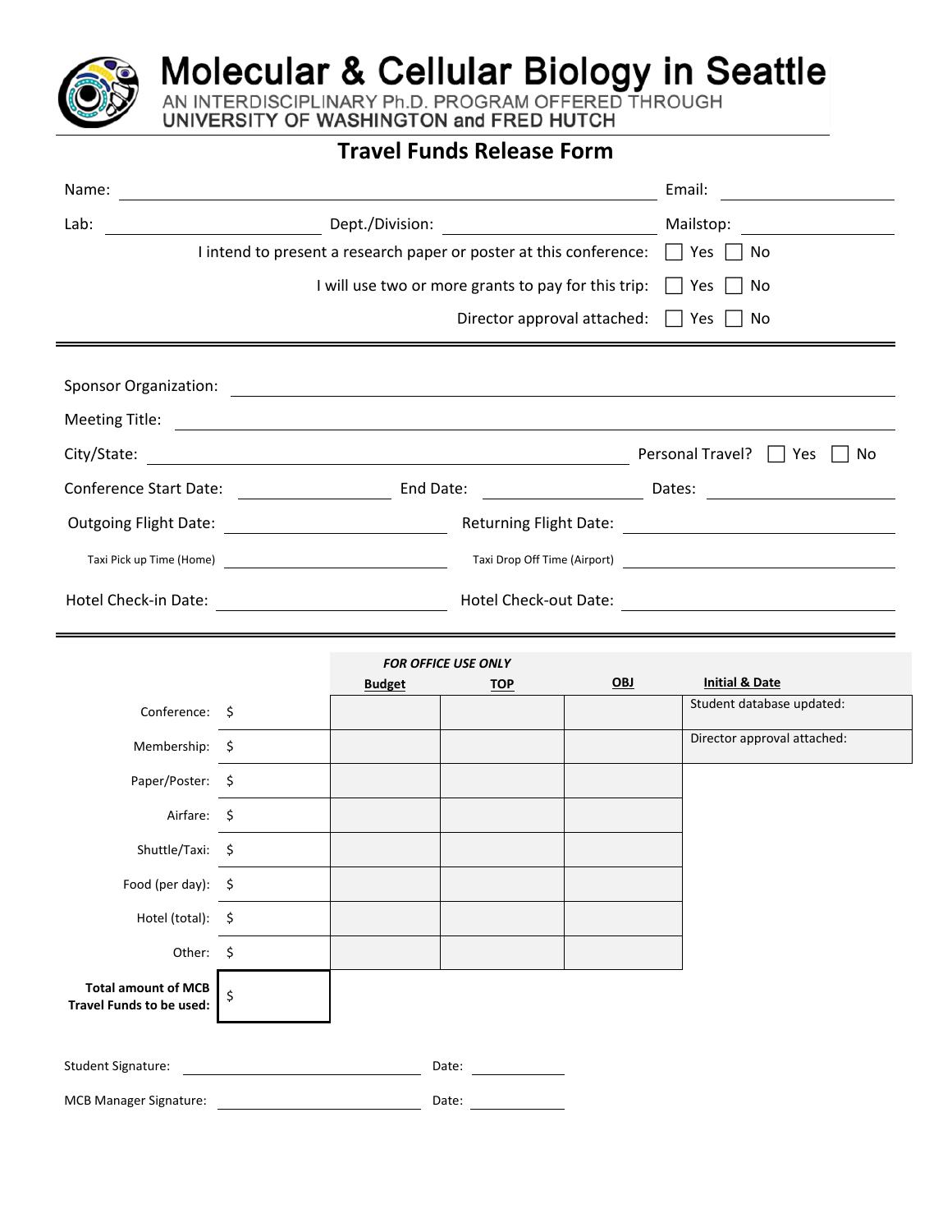# Molecular & Cellular Biology in Seattle

AN INTERDISCIPLINARY Ph.D. PROGRAM OFFERED THROUGH
UNIVERSITY OF WASHINGTON and FRED HUTCH

## Travel Funds Release Form

Name: ______________________ Email: ______________

Lab: ______________ Dept./Division: ______________ Mailstop: ______________

I intend to present a research paper or poster at this conference: ☐ Yes ☐ No

I will use two or more grants to pay for this trip: ☐ Yes ☐ No

Director approval attached: ☐ Yes ☐ No

---

Sponsor Organization: ______________________

Meeting Title: ______________________

City/State: ______________________ Personal Travel? ☐ Yes ☐ No

Conference Start Date: ______________ End Date: ______________ Dates: ______________

Outgoing Flight Date: ______________ Returning Flight Date: ______________

Taxi Pick up Time (Home) ______________ Taxi Drop Off Time (Airport) ______________

Hotel Check-in Date: ______________ Hotel Check-out Date: ______________

---

| | | *FOR OFFICE USE ONLY* | | | |
|---|---|---|---|---|---|
| | | **Budget** | **TOP** | **OBJ** | **Initial & Date** |
| Conference: | $ | | | | Student database updated: |
| Membership: | $ | | | | Director approval attached: |
| Paper/Poster: | $ | | | | |
| Airfare: | $ | | | | |
| Shuttle/Taxi: | $ | | | | |
| Food (per day): | $ | | | | |
| Hotel (total): | $ | | | | |
| Other: | $ | | | | |
| **Total amount of MCB Travel Funds to be used:** | $ | | | | |

Student Signature: ______________________ Date: ______________

MCB Manager Signature: ______________________ Date: ______________